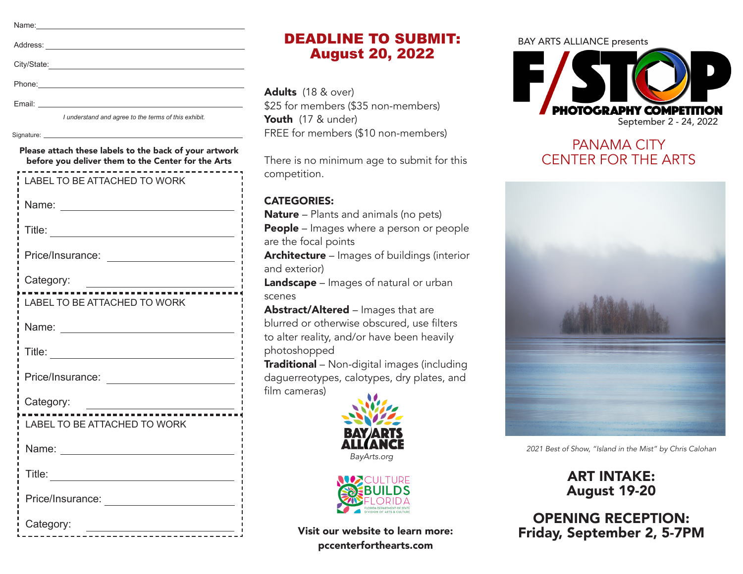Name: ______________________________

Address: ______________________________

City/State: ______________________________

Phone: ______________________________

Email: ______________________________

*I understand and agree to the terms of this exhibit.*

Signature: ______________________________

**Please attach these labels to the back of your artwork before you deliver them to the Center for the Arts**

LABEL TO BE ATTACHED TO WORK

Name: ______________________________

Title: ______________________________

Price/Insurance: ______________________________

Category: ______________________________

LABEL TO BE ATTACHED TO WORK

Name: ______________________________

Title: ______________________________

Price/Insurance: ______________________________

Category: ______________________________

LABEL TO BE ATTACHED TO WORK

Name: ______________________________

Title: ______________________________

Price/Insurance: ______________________________

Category: ______________________________

# DEADLINE TO SUBMIT: August 20, 2022

**Adults** (18 & over)
$25 for members ($35 non-members)
**Youth** (17 & under)
FREE for members ($10 non-members)

There is no minimum age to submit for this competition.

**CATEGORIES:**

**Nature** – Plants and animals (no pets)
**People** – Images where a person or people are the focal points
**Architecture** – Images of buildings (interior and exterior)
**Landscape** – Images of natural or urban scenes
**Abstract/Altered** – Images that are blurred or otherwise obscured, use filters to alter reality, and/or have been heavily photoshopped
**Traditional** – Non-digital images (including daguerreotypes, calotypes, dry plates, and film cameras)

BAY ARTS ALLIANCE
*BayArts.org*

CULTURE BUILDS FLORIDA
FLORIDA DEPARTMENT OF STATE DIVISION OF ARTS & CULTURE

**Visit our website to learn more: pccenterforthearts.com**

BAY ARTS ALLIANCE presents

# F/STOP PHOTOGRAPHY COMPETITION

September 2 - 24, 2022

## PANAMA CITY CENTER FOR THE ARTS

*2021 Best of Show, "Island in the Mist" by Chris Calohan*

## ART INTAKE: August 19-20

## OPENING RECEPTION: Friday, September 2, 5-7PM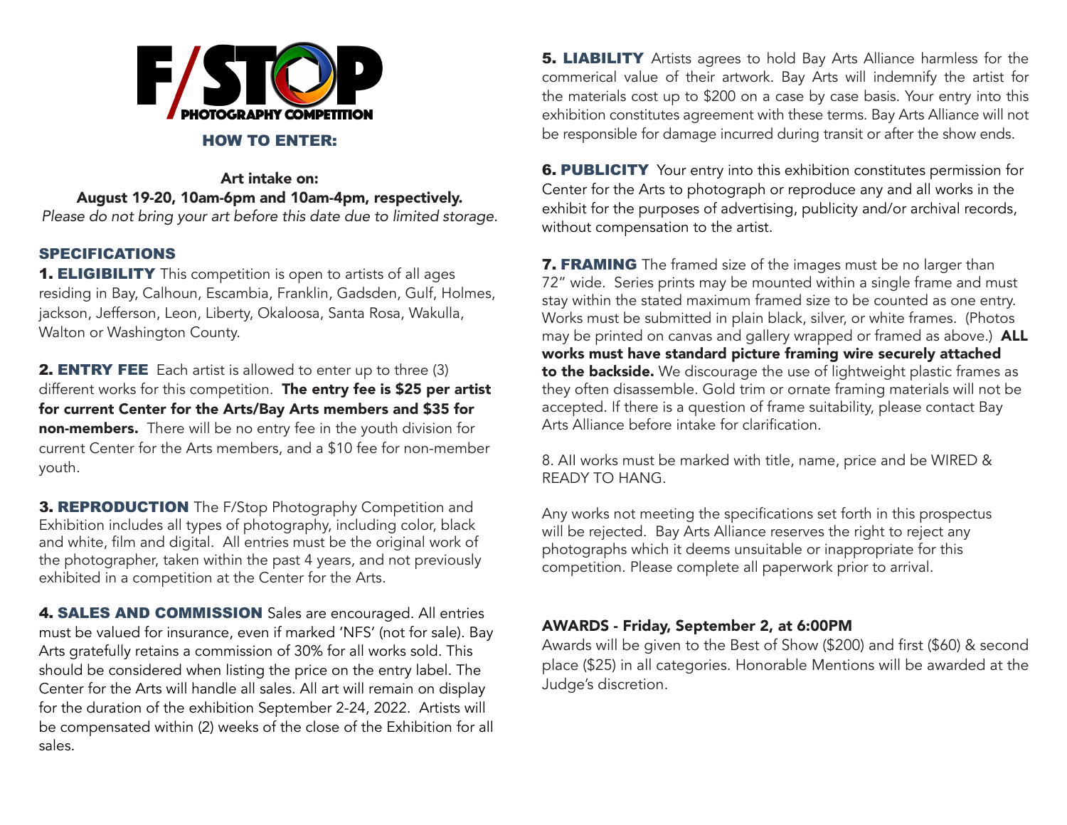# F/STOP PHOTOGRAPHY COMPETITION

## HOW TO ENTER:

**Art intake on:**
**August 19-20, 10am-6pm and 10am-4pm, respectively.**
*Please do not bring your art before this date due to limited storage.*

### SPECIFICATIONS

**1. ELIGIBILITY** This competition is open to artists of all ages residing in Bay, Calhoun, Escambia, Franklin, Gadsden, Gulf, Holmes, jackson, Jefferson, Leon, Liberty, Okaloosa, Santa Rosa, Wakulla, Walton or Washington County.

**2. ENTRY FEE** Each artist is allowed to enter up to three (3) different works for this competition. **The entry fee is $25 per artist for current Center for the Arts/Bay Arts members and $35 for non-members.** There will be no entry fee in the youth division for current Center for the Arts members, and a $10 fee for non-member youth.

**3. REPRODUCTION** The F/Stop Photography Competition and Exhibition includes all types of photography, including color, black and white, film and digital. All entries must be the original work of the photographer, taken within the past 4 years, and not previously exhibited in a competition at the Center for the Arts.

**4. SALES AND COMMISSION** Sales are encouraged. All entries must be valued for insurance, even if marked 'NFS' (not for sale). Bay Arts gratefully retains a commission of 30% for all works sold. This should be considered when listing the price on the entry label. The Center for the Arts will handle all sales. All art will remain on display for the duration of the exhibition September 2-24, 2022. Artists will be compensated within (2) weeks of the close of the Exhibition for all sales.

**5. LIABILITY** Artists agrees to hold Bay Arts Alliance harmless for the commerical value of their artwork. Bay Arts will indemnify the artist for the materials cost up to $200 on a case by case basis. Your entry into this exhibition constitutes agreement with these terms. Bay Arts Alliance will not be responsible for damage incurred during transit or after the show ends.

**6. PUBLICITY** Your entry into this exhibition constitutes permission for Center for the Arts to photograph or reproduce any and all works in the exhibit for the purposes of advertising, publicity and/or archival records, without compensation to the artist.

**7. FRAMING** The framed size of the images must be no larger than 72" wide. Series prints may be mounted within a single frame and must stay within the stated maximum framed size to be counted as one entry. Works must be submitted in plain black, silver, or white frames. (Photos may be printed on canvas and gallery wrapped or framed as above.) **ALL works must have standard picture framing wire securely attached to the backside.** We discourage the use of lightweight plastic frames as they often disassemble. Gold trim or ornate framing materials will not be accepted. If there is a question of frame suitability, please contact Bay Arts Alliance before intake for clarification.

8. All works must be marked with title, name, price and be WIRED & READY TO HANG.

Any works not meeting the specifications set forth in this prospectus will be rejected. Bay Arts Alliance reserves the right to reject any photographs which it deems unsuitable or inappropriate for this competition. Please complete all paperwork prior to arrival.

**AWARDS - Friday, September 2, at 6:00PM**

Awards will be given to the Best of Show ($200) and first ($60) & second place ($25) in all categories. Honorable Mentions will be awarded at the Judge's discretion.